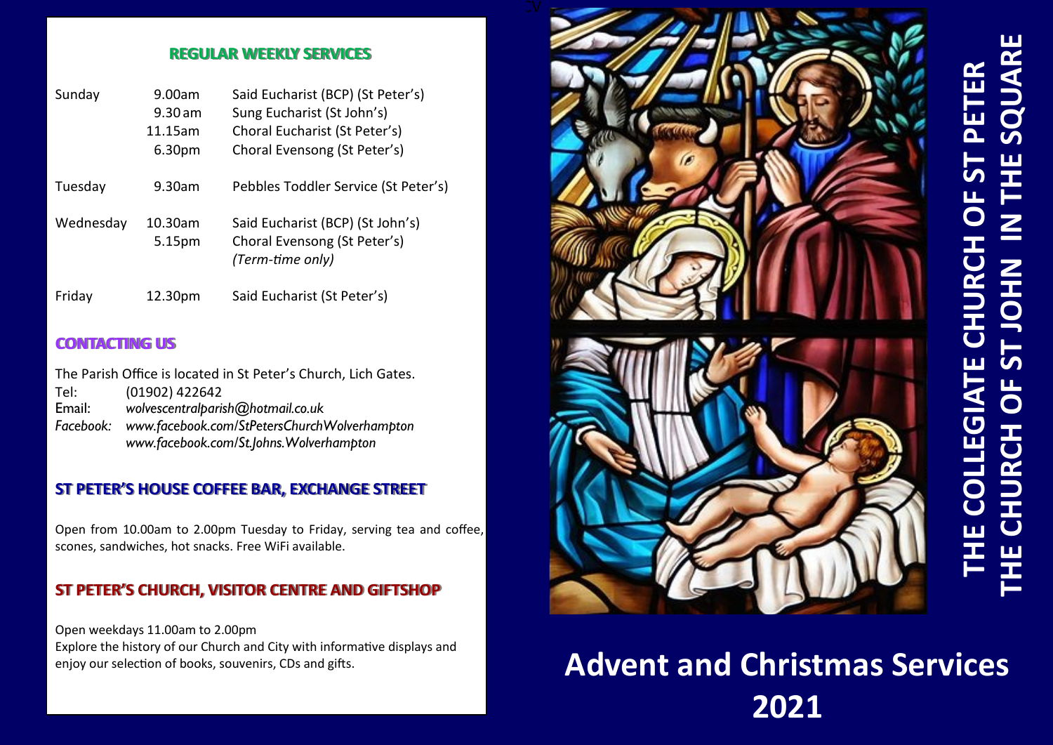## REGULAR WEEKLY SERVICES

| | | |
|---|---|---|
| Sunday | 9.00am | Said Eucharist (BCP) (St Peter's) |
| | 9.30 am | Sung Eucharist (St John's) |
| | 11.15am | Choral Eucharist (St Peter's) |
| | 6.30pm | Choral Evensong (St Peter's) |
| Tuesday | 9.30am | Pebbles Toddler Service (St Peter's) |
| Wednesday | 10.30am | Said Eucharist (BCP) (St John's) |
| | 5.15pm | Choral Evensong (St Peter's) *(Term-time only)* |
| Friday | 12.30pm | Said Eucharist (St Peter's) |

## CONTACTING US

The Parish Office is located in St Peter's Church, Lich Gates.

Tel: (01902) 422642
Email: *wolvescentralparish@hotmail.co.uk*
*Facebook:* *www.facebook.com/StPetersChurchWolverhampton*
*www.facebook.com/St.Johns.Wolverhampton*

## ST PETER'S HOUSE COFFEE BAR, EXCHANGE STREET

Open from 10.00am to 2.00pm Tuesday to Friday, serving tea and coffee, scones, sandwiches, hot snacks. Free WiFi available.

## ST PETER'S CHURCH, VISITOR CENTRE AND GIFTSHOP

Open weekdays 11.00am to 2.00pm
Explore the history of our Church and City with informative displays and enjoy our selection of books, souvenirs, CDs and gifts.

# THE COLLEGIATE CHURCH OF ST PETER
# THE CHURCH OF ST JOHN IN THE SQUARE

# Advent and Christmas Services 2021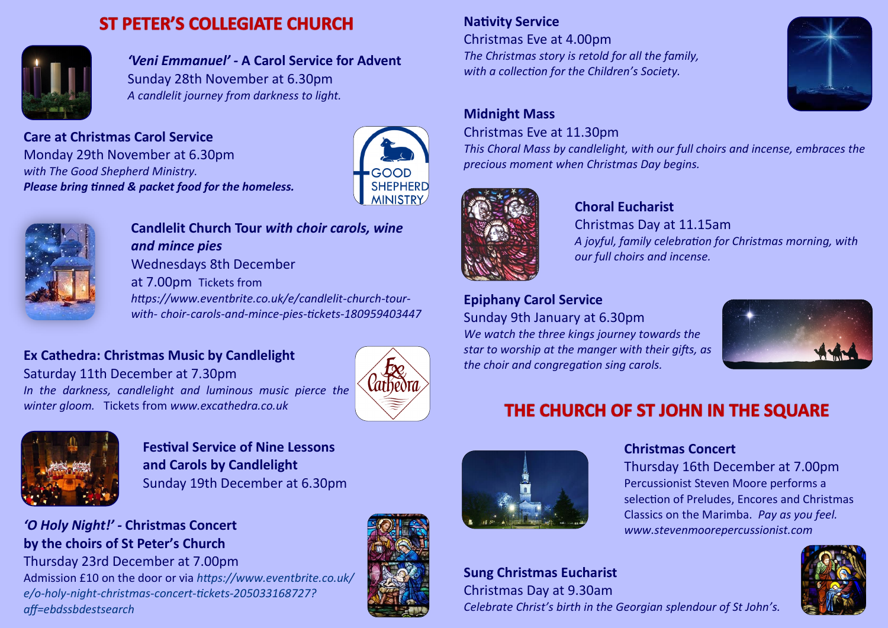# ST PETER'S COLLEGIATE CHURCH

***'Veni Emmanuel'* - A Carol Service for Advent**
Sunday 28th November at 6.30pm
*A candlelit journey from darkness to light.*

**Care at Christmas Carol Service**
Monday 29th November at 6.30pm
*with The Good Shepherd Ministry.*
***Please bring tinned & packet food for the homeless.***

GOOD SHEPHERD MINISTRY

**Candlelit Church Tour *with choir carols, wine and mince pies***
Wednesdays 8th December
at 7.00pm Tickets from
*https://www.eventbrite.co.uk/e/candlelit-church-tour-with- choir-carols-and-mince-pies-tickets-180959403447*

**Ex Cathedra: Christmas Music by Candlelight**
Saturday 11th December at 7.30pm
*In the darkness, candlelight and luminous music pierce the winter gloom.* Tickets from *www.excathedra.co.uk*

Ex Cathedra

**Festival Service of Nine Lessons and Carols by Candlelight**
Sunday 19th December at 6.30pm

***'O Holy Night!'* - Christmas Concert by the choirs of St Peter's Church**
Thursday 23rd December at 7.00pm
Admission £10 on the door or via *https://www.eventbrite.co.uk/e/o-holy-night-christmas-concert-tickets-205033168727?aff=ebdssbdestsearch*

**Nativity Service**
Christmas Eve at 4.00pm
*The Christmas story is retold for all the family, with a collection for the Children's Society.*

**Midnight Mass**
Christmas Eve at 11.30pm
*This Choral Mass by candlelight, with our full choirs and incense, embraces the precious moment when Christmas Day begins.*

**Choral Eucharist**
Christmas Day at 11.15am
*A joyful, family celebration for Christmas morning, with our full choirs and incense.*

**Epiphany Carol Service**
Sunday 9th January at 6.30pm
*We watch the three kings journey towards the star to worship at the manger with their gifts, as the choir and congregation sing carols.*

# THE CHURCH OF ST JOHN IN THE SQUARE

**Christmas Concert**
Thursday 16th December at 7.00pm
Percussionist Steven Moore performs a selection of Preludes, Encores and Christmas Classics on the Marimba. *Pay as you feel.*
*www.stevenmoorepercussionist.com*

**Sung Christmas Eucharist**
Christmas Day at 9.30am
*Celebrate Christ's birth in the Georgian splendour of St John's.*